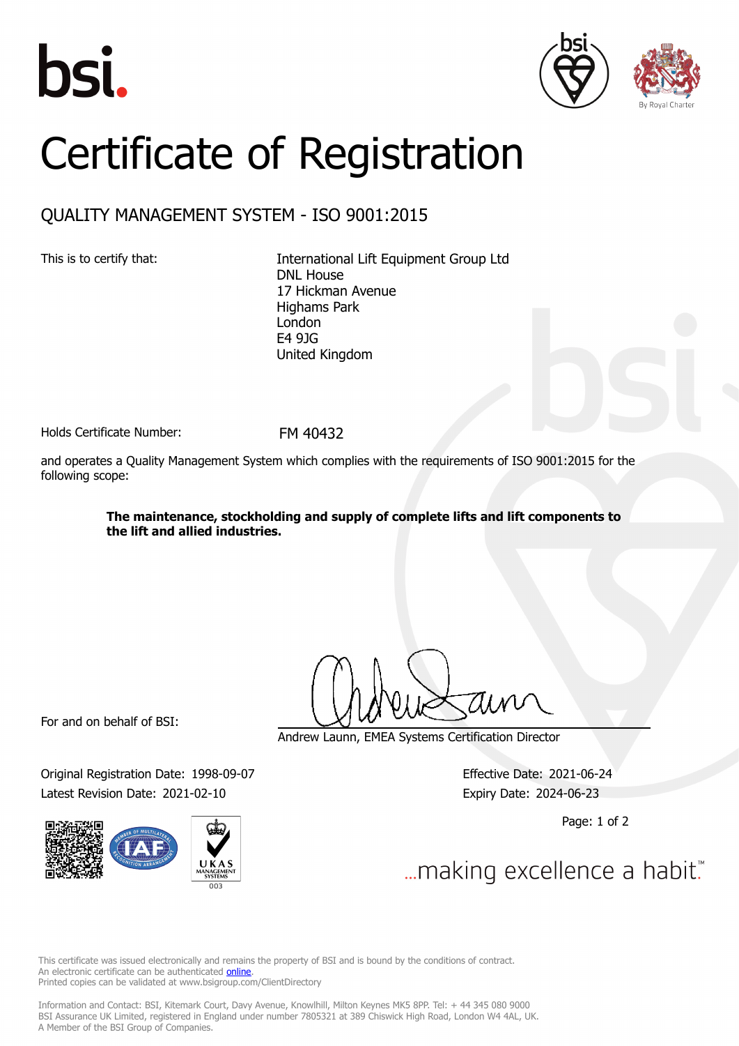bsi.

# Certificate of Registration

## QUALITY MANAGEMENT SYSTEM - ISO 9001:2015

This is to certify that:

International Lift Equipment Group Ltd
DNL House
17 Hickman Avenue
Highams Park
London
E4 9JG
United Kingdom

Holds Certificate Number: FM 40432

and operates a Quality Management System which complies with the requirements of ISO 9001:2015 for the following scope:

**The maintenance, stockholding and supply of complete lifts and lift components to the lift and allied industries.**

For and on behalf of BSI:

Andrew Launn, EMEA Systems Certification Director

Original Registration Date: 1998-09-07
Latest Revision Date: 2021-02-10

Effective Date: 2021-06-24
Expiry Date: 2024-06-23

...making excellence a habit.™

This certificate was issued electronically and remains the property of BSI and is bound by the conditions of contract.
An electronic certificate can be authenticated online.
Printed copies can be validated at www.bsigroup.com/ClientDirectory

Information and Contact: BSI, Kitemark Court, Davy Avenue, Knowlhill, Milton Keynes MK5 8PP. Tel: + 44 345 080 9000
BSI Assurance UK Limited, registered in England under number 7805321 at 389 Chiswick High Road, London W4 4AL, UK.
A Member of the BSI Group of Companies.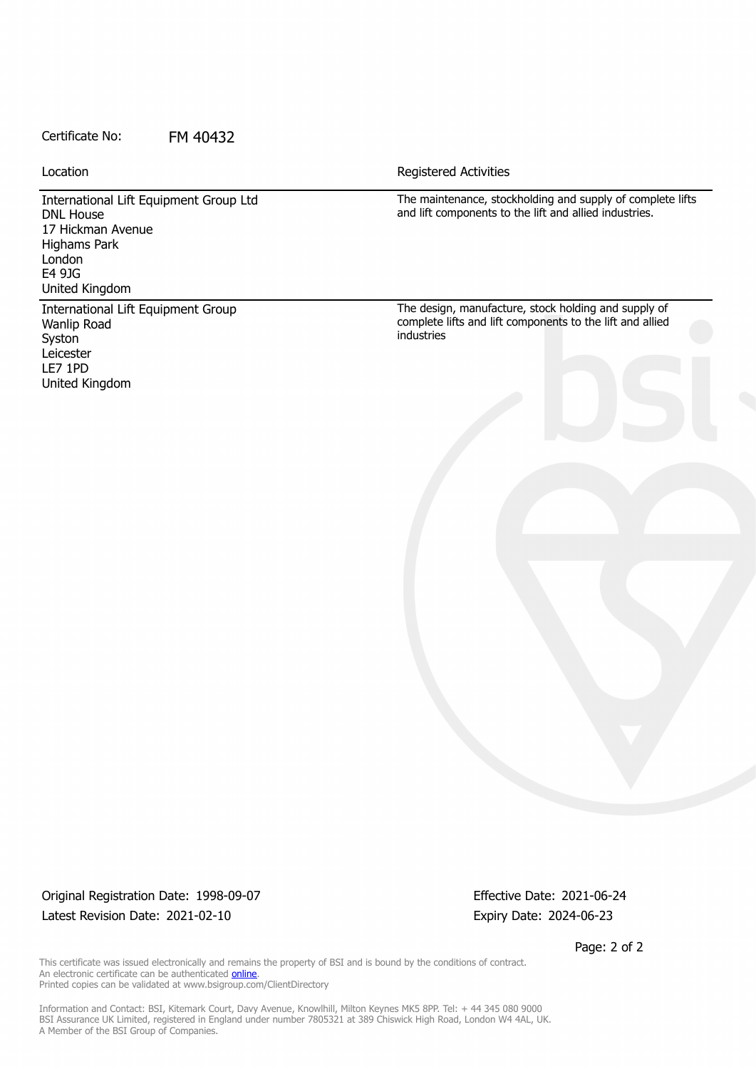Certificate No: FM 40432

| Location | Registered Activities |
|---|---|
| International Lift Equipment Group Ltd<br>DNL House<br>17 Hickman Avenue<br>Highams Park<br>London<br>E4 9JG<br>United Kingdom | The maintenance, stockholding and supply of complete lifts and lift components to the lift and allied industries. |
| International Lift Equipment Group<br>Wanlip Road<br>Syston<br>Leicester<br>LE7 1PD<br>United Kingdom | The design, manufacture, stock holding and supply of complete lifts and lift components to the lift and allied industries |

Original Registration Date: 1998-09-07

Latest Revision Date: 2021-02-10

Effective Date: 2021-06-24

Expiry Date: 2024-06-23

This certificate was issued electronically and remains the property of BSI and is bound by the conditions of contract.
An electronic certificate can be authenticated online.
Printed copies can be validated at www.bsigroup.com/ClientDirectory

Information and Contact: BSI, Kitemark Court, Davy Avenue, Knowlhill, Milton Keynes MK5 8PP. Tel: + 44 345 080 9000
BSI Assurance UK Limited, registered in England under number 7805321 at 389 Chiswick High Road, London W4 4AL, UK.
A Member of the BSI Group of Companies.